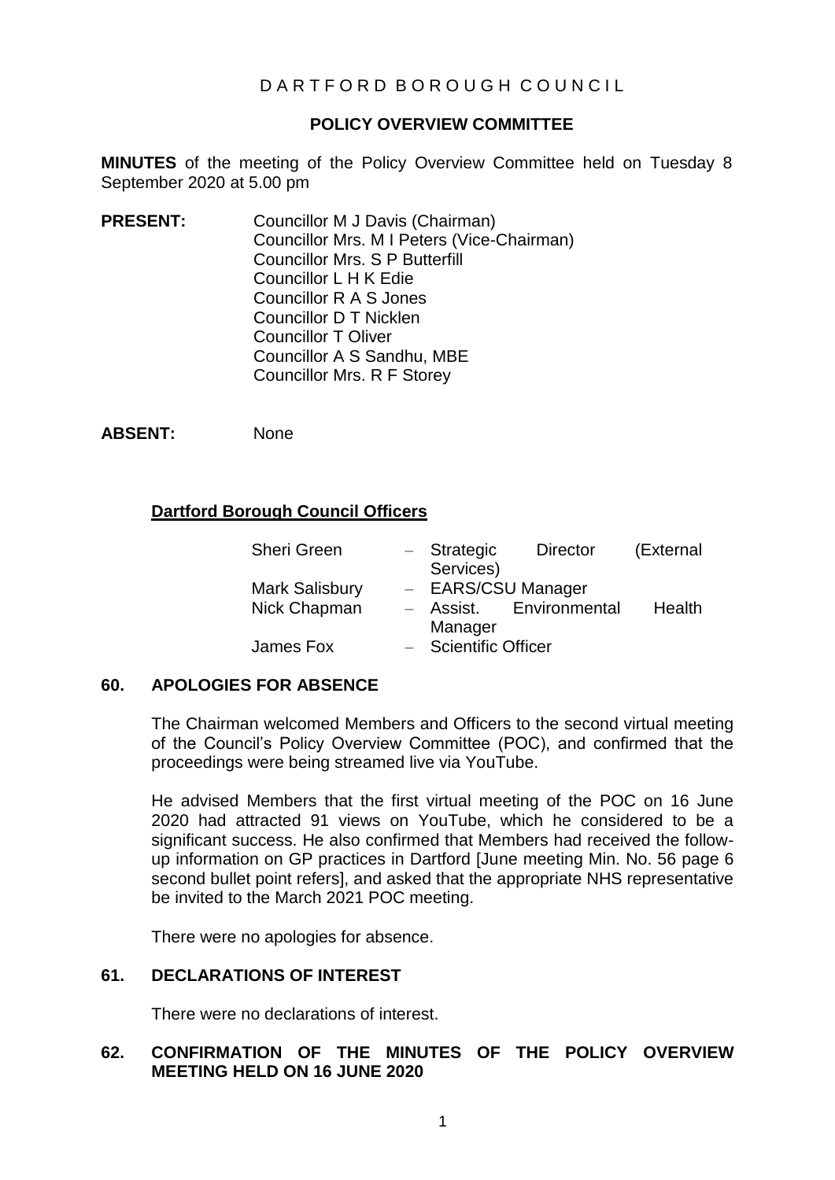D A R T F O R D B O R O U G H C O U N C I L

**POLICY OVERVIEW COMMITTEE**

**MINUTES** of the meeting of the Policy Overview Committee held on Tuesday 8 September 2020 at 5.00 pm

**PRESENT:**
Councillor M J Davis (Chairman)
Councillor Mrs. M I Peters (Vice-Chairman)
Councillor Mrs. S P Butterfill
Councillor L H K Edie
Councillor R A S Jones
Councillor D T Nicklen
Councillor T Oliver
Councillor A S Sandhu, MBE
Councillor Mrs. R F Storey

**ABSENT:** None

**Dartford Borough Council Officers**

| | |
|---|---|
| Sheri Green | – Strategic Director (External Services) |
| Mark Salisbury | – EARS/CSU Manager |
| Nick Chapman | – Assist. Environmental Health Manager |
| James Fox | – Scientific Officer |

## 60. APOLOGIES FOR ABSENCE

The Chairman welcomed Members and Officers to the second virtual meeting of the Council's Policy Overview Committee (POC), and confirmed that the proceedings were being streamed live via YouTube.

He advised Members that the first virtual meeting of the POC on 16 June 2020 had attracted 91 views on YouTube, which he considered to be a significant success. He also confirmed that Members had received the follow-up information on GP practices in Dartford [June meeting Min. No. 56 page 6 second bullet point refers], and asked that the appropriate NHS representative be invited to the March 2021 POC meeting.

There were no apologies for absence.

## 61. DECLARATIONS OF INTEREST

There were no declarations of interest.

## 62. CONFIRMATION OF THE MINUTES OF THE POLICY OVERVIEW MEETING HELD ON 16 JUNE 2020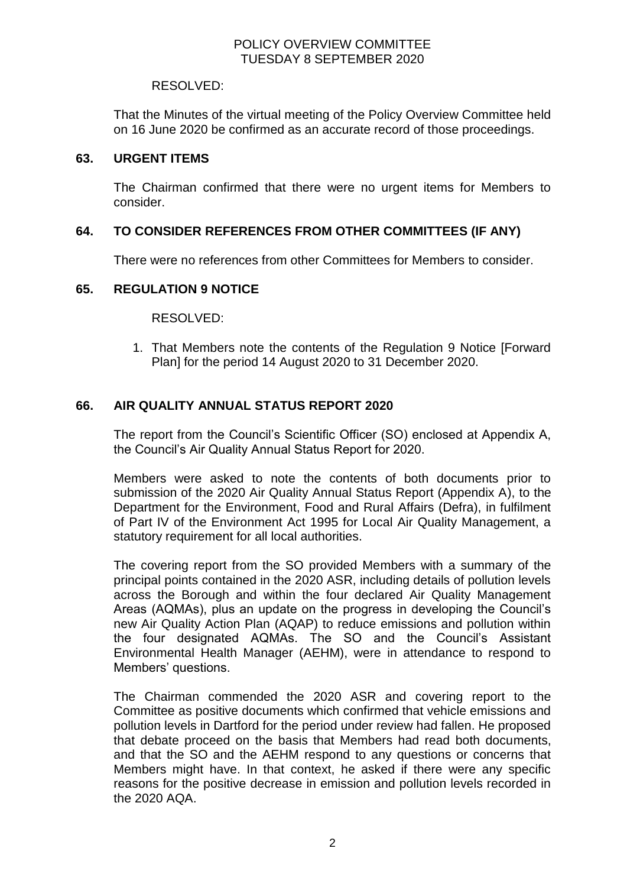RESOLVED:

That the Minutes of the virtual meeting of the Policy Overview Committee held on 16 June 2020 be confirmed as an accurate record of those proceedings.

## 63. URGENT ITEMS

The Chairman confirmed that there were no urgent items for Members to consider.

## 64. TO CONSIDER REFERENCES FROM OTHER COMMITTEES (IF ANY)

There were no references from other Committees for Members to consider.

## 65. REGULATION 9 NOTICE

RESOLVED:

1. That Members note the contents of the Regulation 9 Notice [Forward Plan] for the period 14 August 2020 to 31 December 2020.

## 66. AIR QUALITY ANNUAL STATUS REPORT 2020

The report from the Council's Scientific Officer (SO) enclosed at Appendix A, the Council's Air Quality Annual Status Report for 2020.

Members were asked to note the contents of both documents prior to submission of the 2020 Air Quality Annual Status Report (Appendix A), to the Department for the Environment, Food and Rural Affairs (Defra), in fulfilment of Part IV of the Environment Act 1995 for Local Air Quality Management, a statutory requirement for all local authorities.

The covering report from the SO provided Members with a summary of the principal points contained in the 2020 ASR, including details of pollution levels across the Borough and within the four declared Air Quality Management Areas (AQMAs), plus an update on the progress in developing the Council's new Air Quality Action Plan (AQAP) to reduce emissions and pollution within the four designated AQMAs. The SO and the Council's Assistant Environmental Health Manager (AEHM), were in attendance to respond to Members' questions.

The Chairman commended the 2020 ASR and covering report to the Committee as positive documents which confirmed that vehicle emissions and pollution levels in Dartford for the period under review had fallen. He proposed that debate proceed on the basis that Members had read both documents, and that the SO and the AEHM respond to any questions or concerns that Members might have. In that context, he asked if there were any specific reasons for the positive decrease in emission and pollution levels recorded in the 2020 AQA.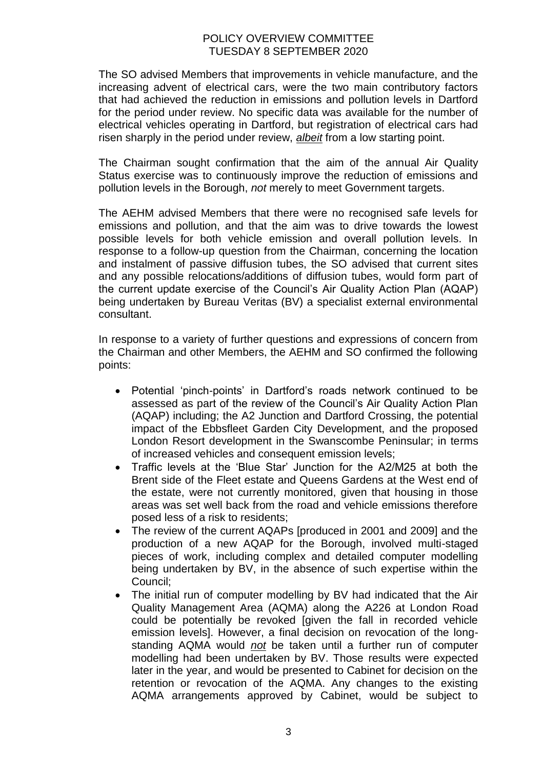The SO advised Members that improvements in vehicle manufacture, and the increasing advent of electrical cars, were the two main contributory factors that had achieved the reduction in emissions and pollution levels in Dartford for the period under review. No specific data was available for the number of electrical vehicles operating in Dartford, but registration of electrical cars had risen sharply in the period under review, ***albeit*** from a low starting point.

The Chairman sought confirmation that the aim of the annual Air Quality Status exercise was to continuously improve the reduction of emissions and pollution levels in the Borough, *not* merely to meet Government targets.

The AEHM advised Members that there were no recognised safe levels for emissions and pollution, and that the aim was to drive towards the lowest possible levels for both vehicle emission and overall pollution levels. In response to a follow-up question from the Chairman, concerning the location and instalment of passive diffusion tubes, the SO advised that current sites and any possible relocations/additions of diffusion tubes, would form part of the current update exercise of the Council's Air Quality Action Plan (AQAP) being undertaken by Bureau Veritas (BV) a specialist external environmental consultant.

In response to a variety of further questions and expressions of concern from the Chairman and other Members, the AEHM and SO confirmed the following points:

- Potential 'pinch-points' in Dartford's roads network continued to be assessed as part of the review of the Council's Air Quality Action Plan (AQAP) including; the A2 Junction and Dartford Crossing, the potential impact of the Ebbsfleet Garden City Development, and the proposed London Resort development in the Swanscombe Peninsular; in terms of increased vehicles and consequent emission levels;
- Traffic levels at the 'Blue Star' Junction for the A2/M25 at both the Brent side of the Fleet estate and Queens Gardens at the West end of the estate, were not currently monitored, given that housing in those areas was set well back from the road and vehicle emissions therefore posed less of a risk to residents;
- The review of the current AQAPs [produced in 2001 and 2009] and the production of a new AQAP for the Borough, involved multi-staged pieces of work, including complex and detailed computer modelling being undertaken by BV, in the absence of such expertise within the Council;
- The initial run of computer modelling by BV had indicated that the Air Quality Management Area (AQMA) along the A226 at London Road could be potentially be revoked [given the fall in recorded vehicle emission levels]. However, a final decision on revocation of the long-standing AQMA would ***not*** be taken until a further run of computer modelling had been undertaken by BV. Those results were expected later in the year, and would be presented to Cabinet for decision on the retention or revocation of the AQMA. Any changes to the existing AQMA arrangements approved by Cabinet, would be subject to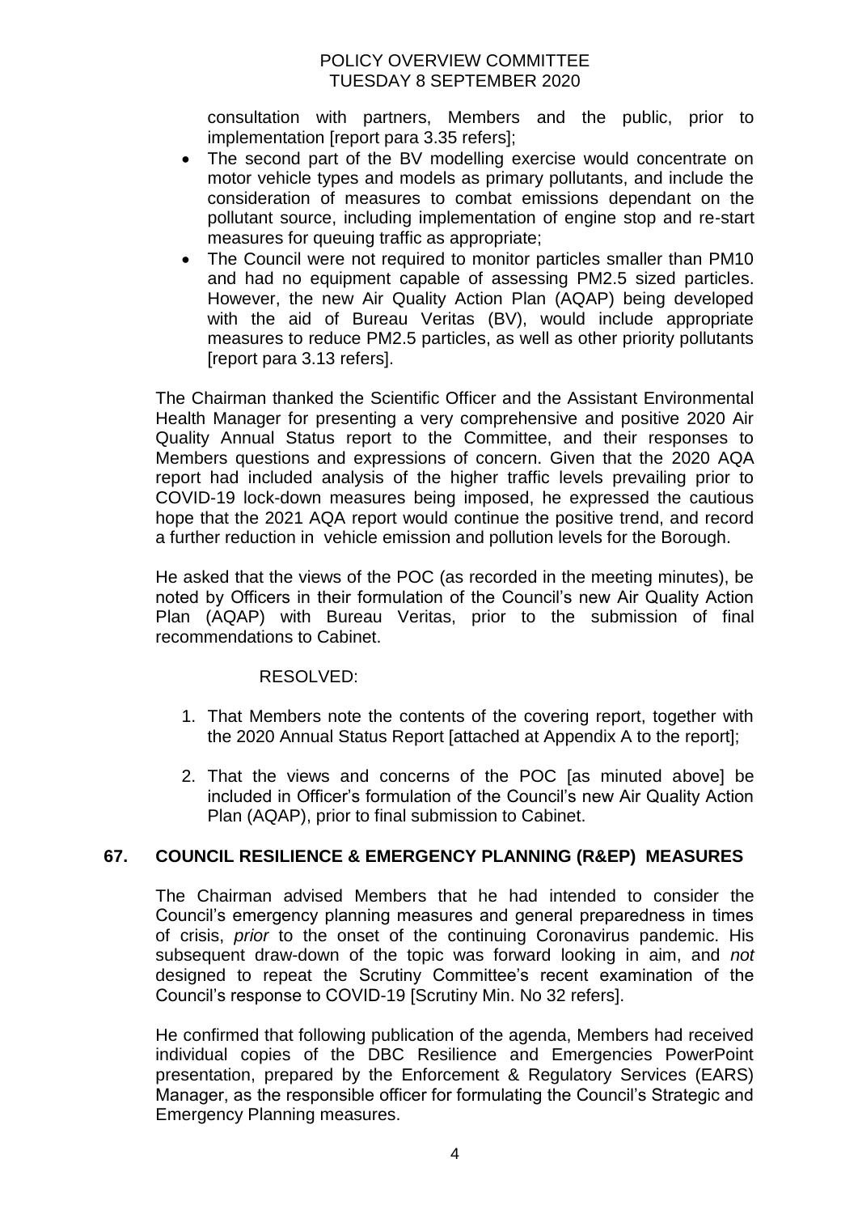consultation with partners, Members and the public, prior to implementation [report para 3.35 refers];

- The second part of the BV modelling exercise would concentrate on motor vehicle types and models as primary pollutants, and include the consideration of measures to combat emissions dependant on the pollutant source, including implementation of engine stop and re-start measures for queuing traffic as appropriate;
- The Council were not required to monitor particles smaller than PM10 and had no equipment capable of assessing PM2.5 sized particles. However, the new Air Quality Action Plan (AQAP) being developed with the aid of Bureau Veritas (BV), would include appropriate measures to reduce PM2.5 particles, as well as other priority pollutants [report para 3.13 refers].

The Chairman thanked the Scientific Officer and the Assistant Environmental Health Manager for presenting a very comprehensive and positive 2020 Air Quality Annual Status report to the Committee, and their responses to Members questions and expressions of concern. Given that the 2020 AQA report had included analysis of the higher traffic levels prevailing prior to COVID-19 lock-down measures being imposed, he expressed the cautious hope that the 2021 AQA report would continue the positive trend, and record a further reduction in vehicle emission and pollution levels for the Borough.

He asked that the views of the POC (as recorded in the meeting minutes), be noted by Officers in their formulation of the Council's new Air Quality Action Plan (AQAP) with Bureau Veritas, prior to the submission of final recommendations to Cabinet.

RESOLVED:

1. That Members note the contents of the covering report, together with the 2020 Annual Status Report [attached at Appendix A to the report];
2. That the views and concerns of the POC [as minuted above] be included in Officer's formulation of the Council's new Air Quality Action Plan (AQAP), prior to final submission to Cabinet.

## 67. COUNCIL RESILIENCE & EMERGENCY PLANNING (R&EP) MEASURES

The Chairman advised Members that he had intended to consider the Council's emergency planning measures and general preparedness in times of crisis, *prior* to the onset of the continuing Coronavirus pandemic. His subsequent draw-down of the topic was forward looking in aim, and *not* designed to repeat the Scrutiny Committee's recent examination of the Council's response to COVID-19 [Scrutiny Min. No 32 refers].

He confirmed that following publication of the agenda, Members had received individual copies of the DBC Resilience and Emergencies PowerPoint presentation, prepared by the Enforcement & Regulatory Services (EARS) Manager, as the responsible officer for formulating the Council's Strategic and Emergency Planning measures.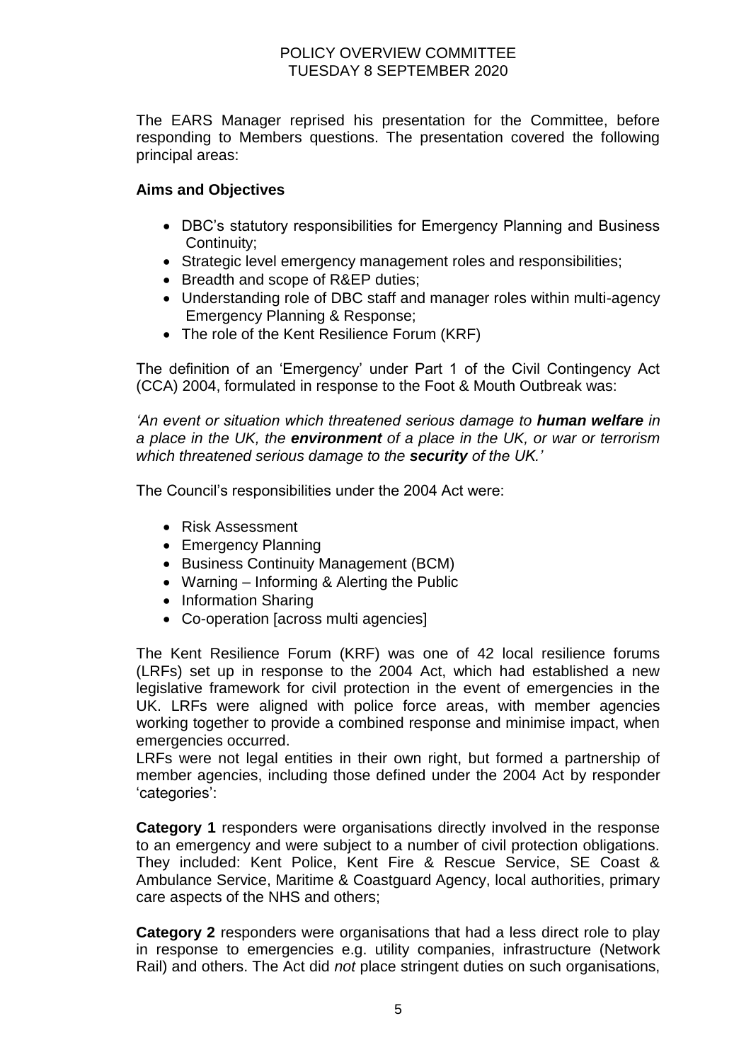The EARS Manager reprised his presentation for the Committee, before responding to Members questions. The presentation covered the following principal areas:

**Aims and Objectives**

- DBC's statutory responsibilities for Emergency Planning and Business Continuity;
- Strategic level emergency management roles and responsibilities;
- Breadth and scope of R&EP duties;
- Understanding role of DBC staff and manager roles within multi-agency Emergency Planning & Response;
- The role of the Kent Resilience Forum (KRF)

The definition of an 'Emergency' under Part 1 of the Civil Contingency Act (CCA) 2004, formulated in response to the Foot & Mouth Outbreak was:

*'An event or situation which threatened serious damage to **human welfare** in a place in the UK, the **environment** of a place in the UK, or war or terrorism which threatened serious damage to the **security** of the UK.'*

The Council's responsibilities under the 2004 Act were:

- Risk Assessment
- Emergency Planning
- Business Continuity Management (BCM)
- Warning – Informing & Alerting the Public
- Information Sharing
- Co-operation [across multi agencies]

The Kent Resilience Forum (KRF) was one of 42 local resilience forums (LRFs) set up in response to the 2004 Act, which had established a new legislative framework for civil protection in the event of emergencies in the UK. LRFs were aligned with police force areas, with member agencies working together to provide a combined response and minimise impact, when emergencies occurred.

LRFs were not legal entities in their own right, but formed a partnership of member agencies, including those defined under the 2004 Act by responder 'categories':

**Category 1** responders were organisations directly involved in the response to an emergency and were subject to a number of civil protection obligations. They included: Kent Police, Kent Fire & Rescue Service, SE Coast & Ambulance Service, Maritime & Coastguard Agency, local authorities, primary care aspects of the NHS and others;

**Category 2** responders were organisations that had a less direct role to play in response to emergencies e.g. utility companies, infrastructure (Network Rail) and others. The Act did *not* place stringent duties on such organisations,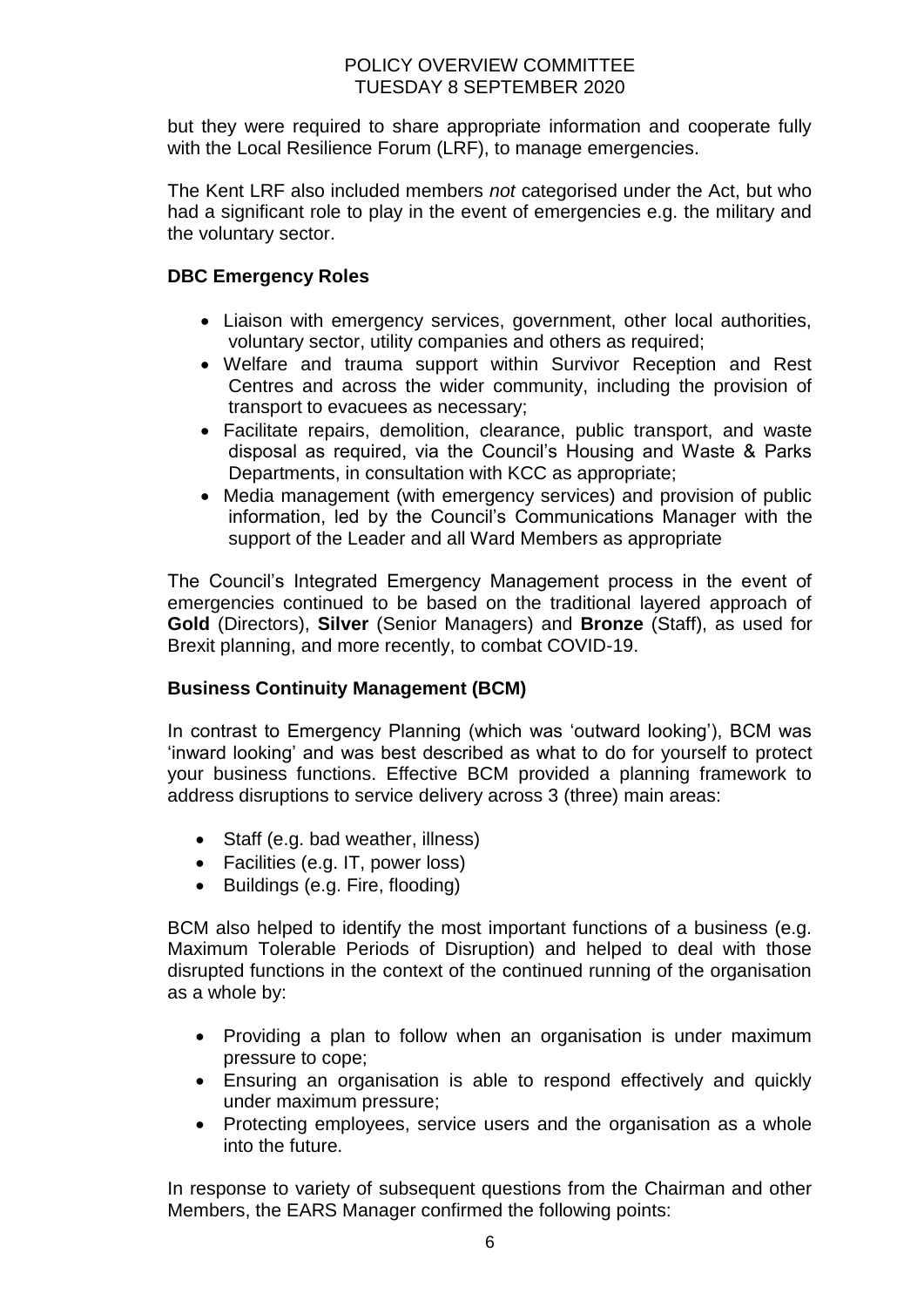but they were required to share appropriate information and cooperate fully with the Local Resilience Forum (LRF), to manage emergencies.

The Kent LRF also included members *not* categorised under the Act, but who had a significant role to play in the event of emergencies e.g. the military and the voluntary sector.

**DBC Emergency Roles**

- Liaison with emergency services, government, other local authorities, voluntary sector, utility companies and others as required;
- Welfare and trauma support within Survivor Reception and Rest Centres and across the wider community, including the provision of transport to evacuees as necessary;
- Facilitate repairs, demolition, clearance, public transport, and waste disposal as required, via the Council's Housing and Waste & Parks Departments, in consultation with KCC as appropriate;
- Media management (with emergency services) and provision of public information, led by the Council's Communications Manager with the support of the Leader and all Ward Members as appropriate

The Council's Integrated Emergency Management process in the event of emergencies continued to be based on the traditional layered approach of **Gold** (Directors), **Silver** (Senior Managers) and **Bronze** (Staff), as used for Brexit planning, and more recently, to combat COVID-19.

**Business Continuity Management (BCM)**

In contrast to Emergency Planning (which was 'outward looking'), BCM was 'inward looking' and was best described as what to do for yourself to protect your business functions. Effective BCM provided a planning framework to address disruptions to service delivery across 3 (three) main areas:

- Staff (e.g. bad weather, illness)
- Facilities (e.g. IT, power loss)
- Buildings (e.g. Fire, flooding)

BCM also helped to identify the most important functions of a business (e.g. Maximum Tolerable Periods of Disruption) and helped to deal with those disrupted functions in the context of the continued running of the organisation as a whole by:

- Providing a plan to follow when an organisation is under maximum pressure to cope;
- Ensuring an organisation is able to respond effectively and quickly under maximum pressure;
- Protecting employees, service users and the organisation as a whole into the future.

In response to variety of subsequent questions from the Chairman and other Members, the EARS Manager confirmed the following points: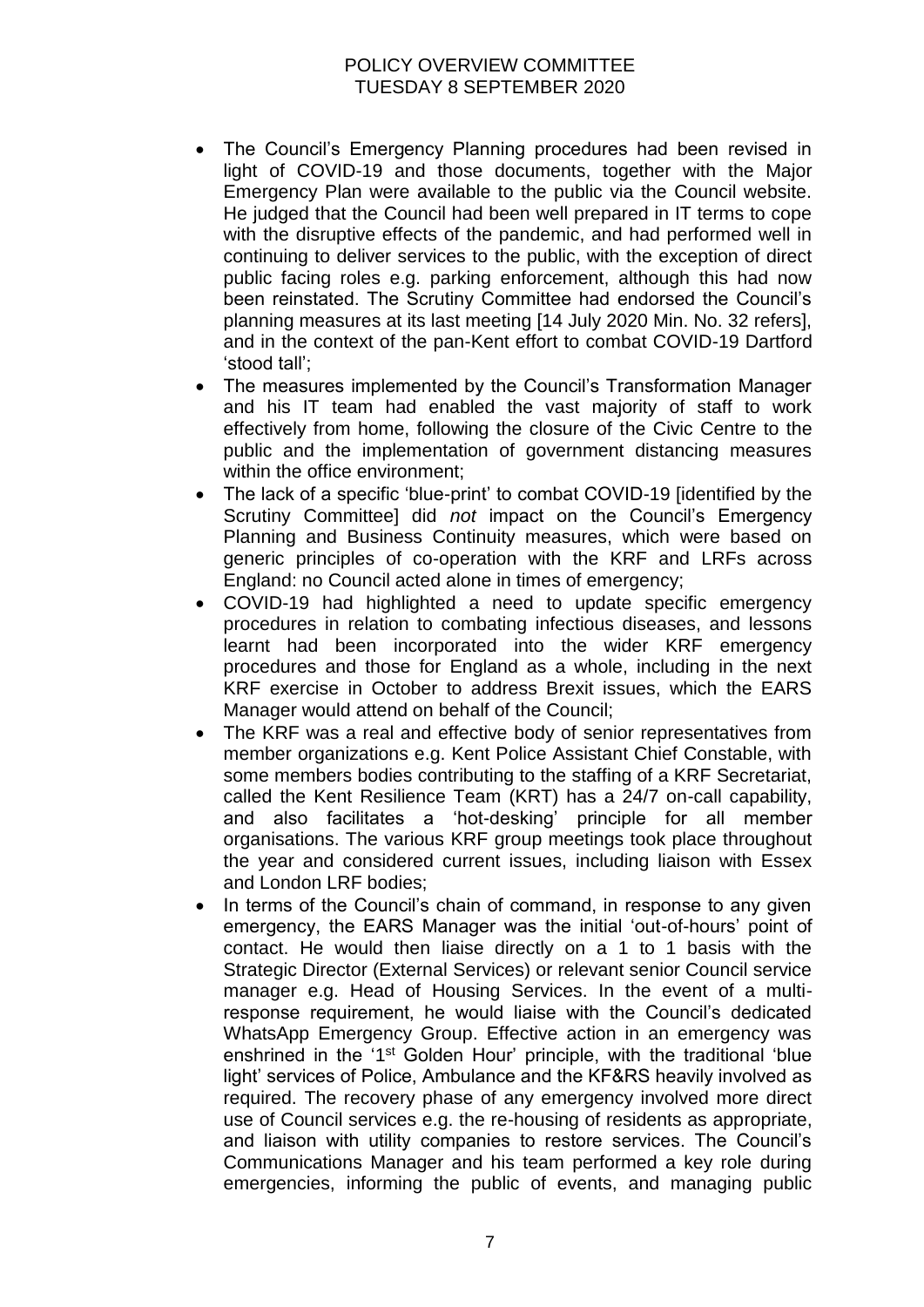- The Council's Emergency Planning procedures had been revised in light of COVID-19 and those documents, together with the Major Emergency Plan were available to the public via the Council website. He judged that the Council had been well prepared in IT terms to cope with the disruptive effects of the pandemic, and had performed well in continuing to deliver services to the public, with the exception of direct public facing roles e.g. parking enforcement, although this had now been reinstated. The Scrutiny Committee had endorsed the Council's planning measures at its last meeting [14 July 2020 Min. No. 32 refers], and in the context of the pan-Kent effort to combat COVID-19 Dartford 'stood tall';
- The measures implemented by the Council's Transformation Manager and his IT team had enabled the vast majority of staff to work effectively from home, following the closure of the Civic Centre to the public and the implementation of government distancing measures within the office environment;
- The lack of a specific 'blue-print' to combat COVID-19 [identified by the Scrutiny Committee] did *not* impact on the Council's Emergency Planning and Business Continuity measures, which were based on generic principles of co-operation with the KRF and LRFs across England: no Council acted alone in times of emergency;
- COVID-19 had highlighted a need to update specific emergency procedures in relation to combating infectious diseases, and lessons learnt had been incorporated into the wider KRF emergency procedures and those for England as a whole, including in the next KRF exercise in October to address Brexit issues, which the EARS Manager would attend on behalf of the Council;
- The KRF was a real and effective body of senior representatives from member organizations e.g. Kent Police Assistant Chief Constable, with some members bodies contributing to the staffing of a KRF Secretariat, called the Kent Resilience Team (KRT) has a 24/7 on-call capability, and also facilitates a 'hot-desking' principle for all member organisations. The various KRF group meetings took place throughout the year and considered current issues, including liaison with Essex and London LRF bodies;
- In terms of the Council's chain of command, in response to any given emergency, the EARS Manager was the initial 'out-of-hours' point of contact. He would then liaise directly on a 1 to 1 basis with the Strategic Director (External Services) or relevant senior Council service manager e.g. Head of Housing Services. In the event of a multi-response requirement, he would liaise with the Council's dedicated WhatsApp Emergency Group. Effective action in an emergency was enshrined in the '1st Golden Hour' principle, with the traditional 'blue light' services of Police, Ambulance and the KF&RS heavily involved as required. The recovery phase of any emergency involved more direct use of Council services e.g. the re-housing of residents as appropriate, and liaison with utility companies to restore services. The Council's Communications Manager and his team performed a key role during emergencies, informing the public of events, and managing public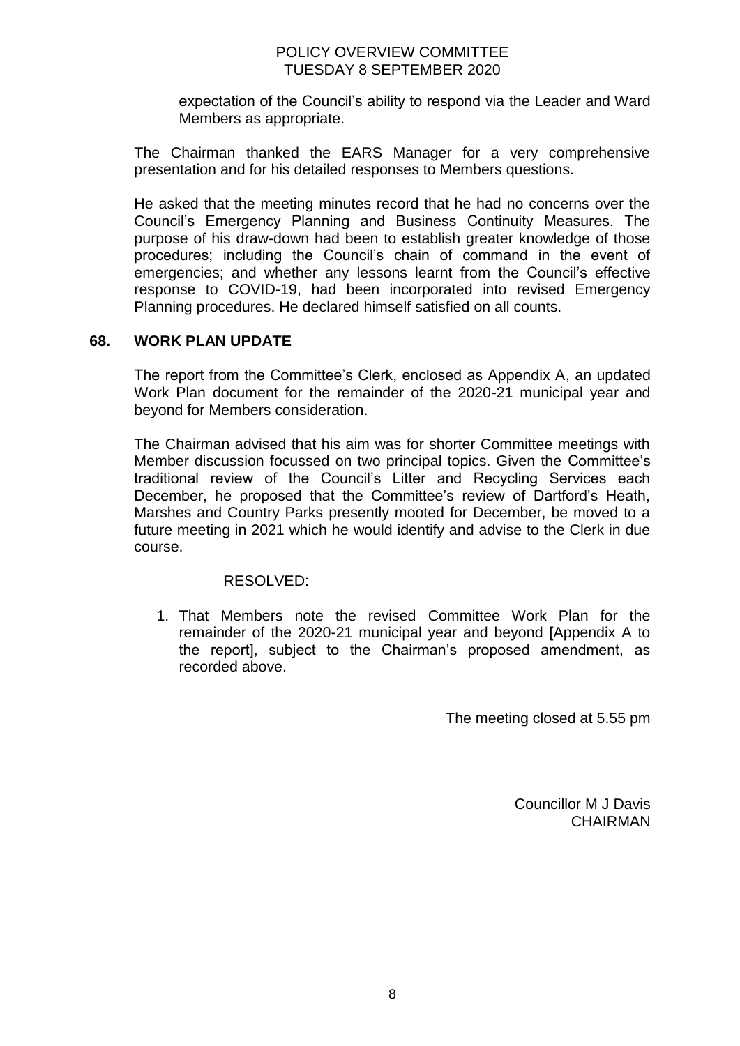expectation of the Council's ability to respond via the Leader and Ward Members as appropriate.

The Chairman thanked the EARS Manager for a very comprehensive presentation and for his detailed responses to Members questions.

He asked that the meeting minutes record that he had no concerns over the Council's Emergency Planning and Business Continuity Measures. The purpose of his draw-down had been to establish greater knowledge of those procedures; including the Council's chain of command in the event of emergencies; and whether any lessons learnt from the Council's effective response to COVID-19, had been incorporated into revised Emergency Planning procedures. He declared himself satisfied on all counts.

## 68. WORK PLAN UPDATE

The report from the Committee's Clerk, enclosed as Appendix A, an updated Work Plan document for the remainder of the 2020-21 municipal year and beyond for Members consideration.

The Chairman advised that his aim was for shorter Committee meetings with Member discussion focussed on two principal topics. Given the Committee's traditional review of the Council's Litter and Recycling Services each December, he proposed that the Committee's review of Dartford's Heath, Marshes and Country Parks presently mooted for December, be moved to a future meeting in 2021 which he would identify and advise to the Clerk in due course.

RESOLVED:

1. That Members note the revised Committee Work Plan for the remainder of the 2020-21 municipal year and beyond [Appendix A to the report], subject to the Chairman's proposed amendment, as recorded above.

The meeting closed at 5.55 pm

Councillor M J Davis
CHAIRMAN